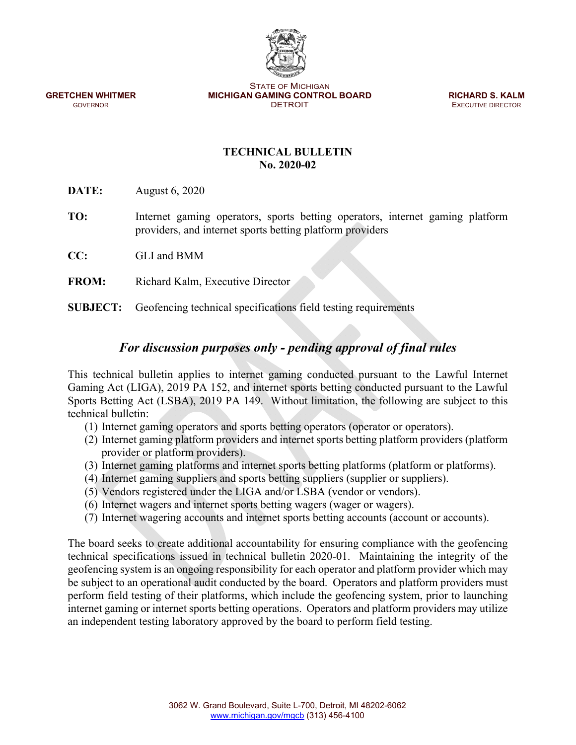STATE OF MICHIGAN
**MICHIGAN GAMING CONTROL BOARD**
DETROIT

**GRETCHEN WHITMER**
GOVERNOR

**RICHARD S. KALM**
EXECUTIVE DIRECTOR

**TECHNICAL BULLETIN**
**No. 2020-02**

**DATE:** August 6, 2020

**TO:** Internet gaming operators, sports betting operators, internet gaming platform providers, and internet sports betting platform providers

**CC:** GLI and BMM

**FROM:** Richard Kalm, Executive Director

**SUBJECT:** Geofencing technical specifications field testing requirements

## *For discussion purposes only - pending approval of final rules*

This technical bulletin applies to internet gaming conducted pursuant to the Lawful Internet Gaming Act (LIGA), 2019 PA 152, and internet sports betting conducted pursuant to the Lawful Sports Betting Act (LSBA), 2019 PA 149. Without limitation, the following are subject to this technical bulletin:

(1) Internet gaming operators and sports betting operators (operator or operators).
(2) Internet gaming platform providers and internet sports betting platform providers (platform provider or platform providers).
(3) Internet gaming platforms and internet sports betting platforms (platform or platforms).
(4) Internet gaming suppliers and sports betting suppliers (supplier or suppliers).
(5) Vendors registered under the LIGA and/or LSBA (vendor or vendors).
(6) Internet wagers and internet sports betting wagers (wager or wagers).
(7) Internet wagering accounts and internet sports betting accounts (account or accounts).

The board seeks to create additional accountability for ensuring compliance with the geofencing technical specifications issued in technical bulletin 2020-01. Maintaining the integrity of the geofencing system is an ongoing responsibility for each operator and platform provider which may be subject to an operational audit conducted by the board. Operators and platform providers must perform field testing of their platforms, which include the geofencing system, prior to launching internet gaming or internet sports betting operations. Operators and platform providers may utilize an independent testing laboratory approved by the board to perform field testing.

3062 W. Grand Boulevard, Suite L-700, Detroit, MI 48202-6062
www.michigan.gov/mgcb (313) 456-4100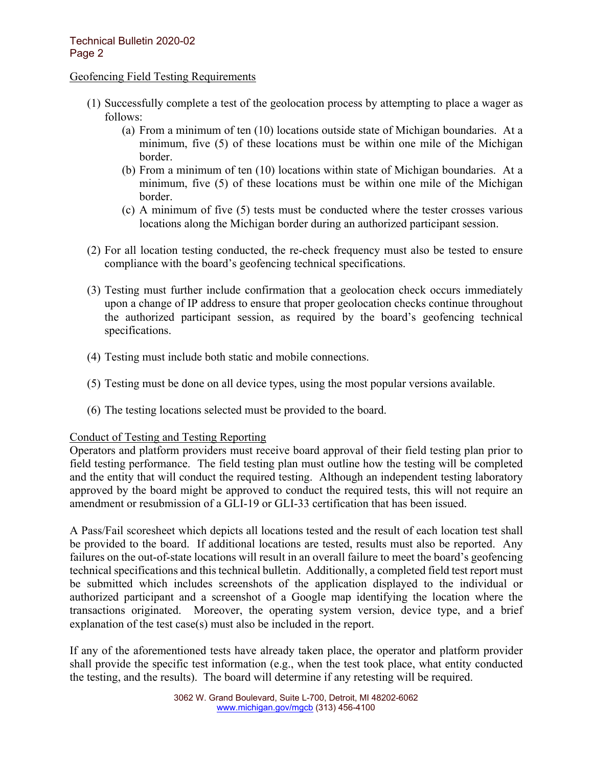## Geofencing Field Testing Requirements

(1) Successfully complete a test of the geolocation process by attempting to place a wager as follows:

  (a) From a minimum of ten (10) locations outside state of Michigan boundaries. At a minimum, five (5) of these locations must be within one mile of the Michigan border.

  (b) From a minimum of ten (10) locations within state of Michigan boundaries. At a minimum, five (5) of these locations must be within one mile of the Michigan border.

  (c) A minimum of five (5) tests must be conducted where the tester crosses various locations along the Michigan border during an authorized participant session.

(2) For all location testing conducted, the re-check frequency must also be tested to ensure compliance with the board's geofencing technical specifications.

(3) Testing must further include confirmation that a geolocation check occurs immediately upon a change of IP address to ensure that proper geolocation checks continue throughout the authorized participant session, as required by the board's geofencing technical specifications.

(4) Testing must include both static and mobile connections.

(5) Testing must be done on all device types, using the most popular versions available.

(6) The testing locations selected must be provided to the board.

## Conduct of Testing and Testing Reporting

Operators and platform providers must receive board approval of their field testing plan prior to field testing performance. The field testing plan must outline how the testing will be completed and the entity that will conduct the required testing. Although an independent testing laboratory approved by the board might be approved to conduct the required tests, this will not require an amendment or resubmission of a GLI-19 or GLI-33 certification that has been issued.

A Pass/Fail scoresheet which depicts all locations tested and the result of each location test shall be provided to the board. If additional locations are tested, results must also be reported. Any failures on the out-of-state locations will result in an overall failure to meet the board's geofencing technical specifications and this technical bulletin. Additionally, a completed field test report must be submitted which includes screenshots of the application displayed to the individual or authorized participant and a screenshot of a Google map identifying the location where the transactions originated. Moreover, the operating system version, device type, and a brief explanation of the test case(s) must also be included in the report.

If any of the aforementioned tests have already taken place, the operator and platform provider shall provide the specific test information (e.g., when the test took place, what entity conducted the testing, and the results). The board will determine if any retesting will be required.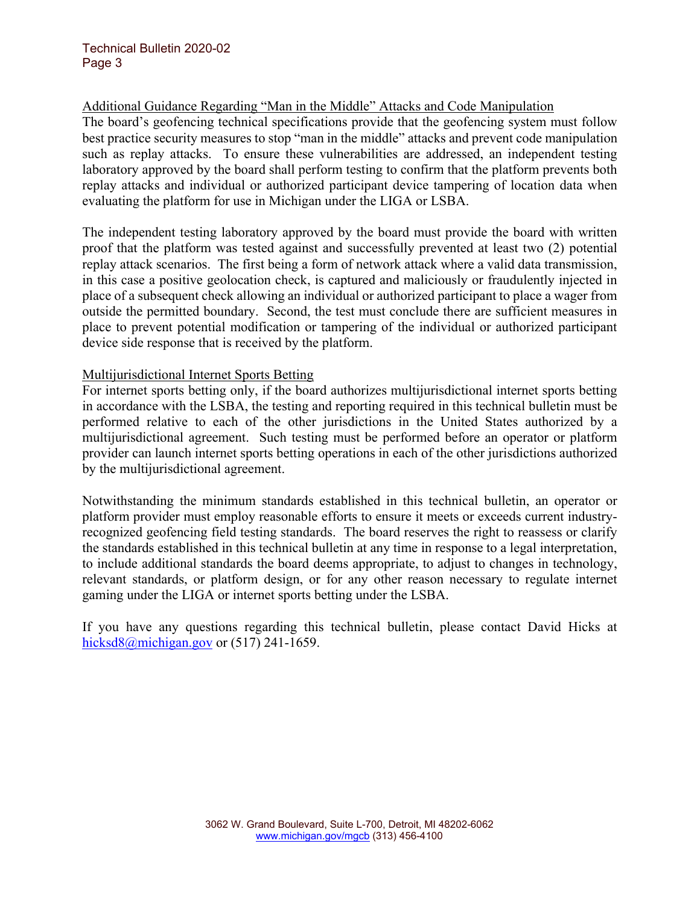Additional Guidance Regarding "Man in the Middle" Attacks and Code Manipulation

The board's geofencing technical specifications provide that the geofencing system must follow best practice security measures to stop "man in the middle" attacks and prevent code manipulation such as replay attacks. To ensure these vulnerabilities are addressed, an independent testing laboratory approved by the board shall perform testing to confirm that the platform prevents both replay attacks and individual or authorized participant device tampering of location data when evaluating the platform for use in Michigan under the LIGA or LSBA.

The independent testing laboratory approved by the board must provide the board with written proof that the platform was tested against and successfully prevented at least two (2) potential replay attack scenarios. The first being a form of network attack where a valid data transmission, in this case a positive geolocation check, is captured and maliciously or fraudulently injected in place of a subsequent check allowing an individual or authorized participant to place a wager from outside the permitted boundary. Second, the test must conclude there are sufficient measures in place to prevent potential modification or tampering of the individual or authorized participant device side response that is received by the platform.

Multijurisdictional Internet Sports Betting

For internet sports betting only, if the board authorizes multijurisdictional internet sports betting in accordance with the LSBA, the testing and reporting required in this technical bulletin must be performed relative to each of the other jurisdictions in the United States authorized by a multijurisdictional agreement. Such testing must be performed before an operator or platform provider can launch internet sports betting operations in each of the other jurisdictions authorized by the multijurisdictional agreement.

Notwithstanding the minimum standards established in this technical bulletin, an operator or platform provider must employ reasonable efforts to ensure it meets or exceeds current industry-recognized geofencing field testing standards. The board reserves the right to reassess or clarify the standards established in this technical bulletin at any time in response to a legal interpretation, to include additional standards the board deems appropriate, to adjust to changes in technology, relevant standards, or platform design, or for any other reason necessary to regulate internet gaming under the LIGA or internet sports betting under the LSBA.

If you have any questions regarding this technical bulletin, please contact David Hicks at hicksd8@michigan.gov or (517) 241-1659.